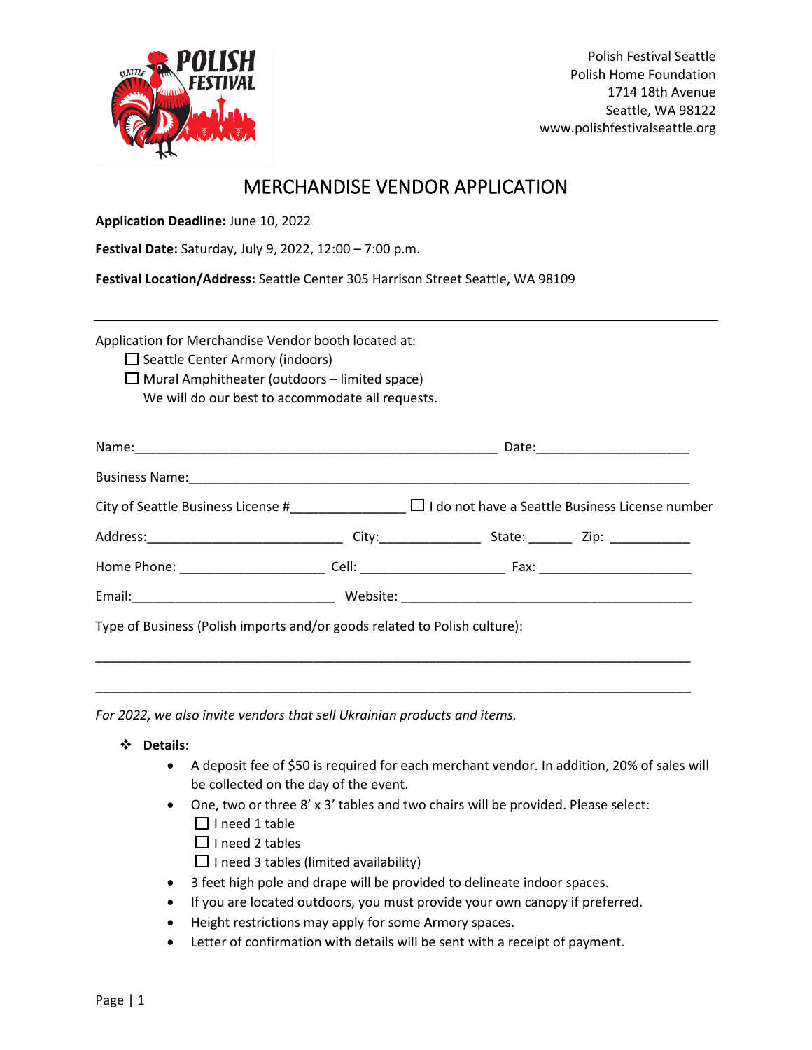Polish Festival Seattle
Polish Home Foundation
1714 18th Avenue
Seattle, WA 98122
www.polishfestivalseattle.org

# MERCHANDISE VENDOR APPLICATION

**Application Deadline:** June 10, 2022

**Festival Date:** Saturday, July 9, 2022, 12:00 – 7:00 p.m.

**Festival Location/Address:** Seattle Center 305 Harrison Street Seattle, WA 98109

---

Application for Merchandise Vendor booth located at:

- ☐ Seattle Center Armory (indoors)
- ☐ Mural Amphitheater (outdoors – limited space)

We will do our best to accommodate all requests.

Name:_____________________________________________ Date:___________________

Business Name:______________________________________________________________

City of Seattle Business License #_______________ ☐ I do not have a Seattle Business License number

Address:________________________ City:_____________ State: ______ Zip: ___________

Home Phone: __________________ Cell: __________________ Fax: ____________________

Email:_________________________ Website: _____________________________________

Type of Business (Polish imports and/or goods related to Polish culture):

_____________________________________________________________________________

_____________________________________________________________________________

*For 2022, we also invite vendors that sell Ukrainian products and items.*

- **Details:**
  - A deposit fee of $50 is required for each merchant vendor. In addition, 20% of sales will be collected on the day of the event.
  - One, two or three 8' x 3' tables and two chairs will be provided. Please select:
    - ☐ I need 1 table
    - ☐ I need 2 tables
    - ☐ I need 3 tables (limited availability)
  - 3 feet high pole and drape will be provided to delineate indoor spaces.
  - If you are located outdoors, you must provide your own canopy if preferred.
  - Height restrictions may apply for some Armory spaces.
  - Letter of confirmation with details will be sent with a receipt of payment.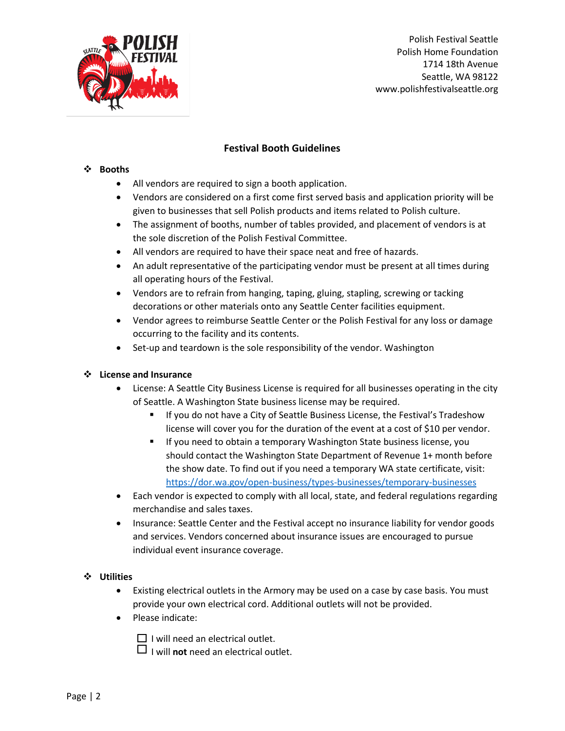Polish Festival Seattle
Polish Home Foundation
1714 18th Avenue
Seattle, WA 98122
www.polishfestivalseattle.org

## Festival Booth Guidelines

### Booths

- All vendors are required to sign a booth application.
- Vendors are considered on a first come first served basis and application priority will be given to businesses that sell Polish products and items related to Polish culture.
- The assignment of booths, number of tables provided, and placement of vendors is at the sole discretion of the Polish Festival Committee.
- All vendors are required to have their space neat and free of hazards.
- An adult representative of the participating vendor must be present at all times during all operating hours of the Festival.
- Vendors are to refrain from hanging, taping, gluing, stapling, screwing or tacking decorations or other materials onto any Seattle Center facilities equipment.
- Vendor agrees to reimburse Seattle Center or the Polish Festival for any loss or damage occurring to the facility and its contents.
- Set-up and teardown is the sole responsibility of the vendor. Washington

### License and Insurance

- License: A Seattle City Business License is required for all businesses operating in the city of Seattle. A Washington State business license may be required.
  - If you do not have a City of Seattle Business License, the Festival's Tradeshow license will cover you for the duration of the event at a cost of $10 per vendor.
  - If you need to obtain a temporary Washington State business license, you should contact the Washington State Department of Revenue 1+ month before the show date. To find out if you need a temporary WA state certificate, visit: https://dor.wa.gov/open-business/types-businesses/temporary-businesses
- Each vendor is expected to comply with all local, state, and federal regulations regarding merchandise and sales taxes.
- Insurance: Seattle Center and the Festival accept no insurance liability for vendor goods and services. Vendors concerned about insurance issues are encouraged to pursue individual event insurance coverage.

### Utilities

- Existing electrical outlets in the Armory may be used on a case by case basis. You must provide your own electrical cord. Additional outlets will not be provided.
- Please indicate:

  ☐ I will need an electrical outlet.
  ☐ I will **not** need an electrical outlet.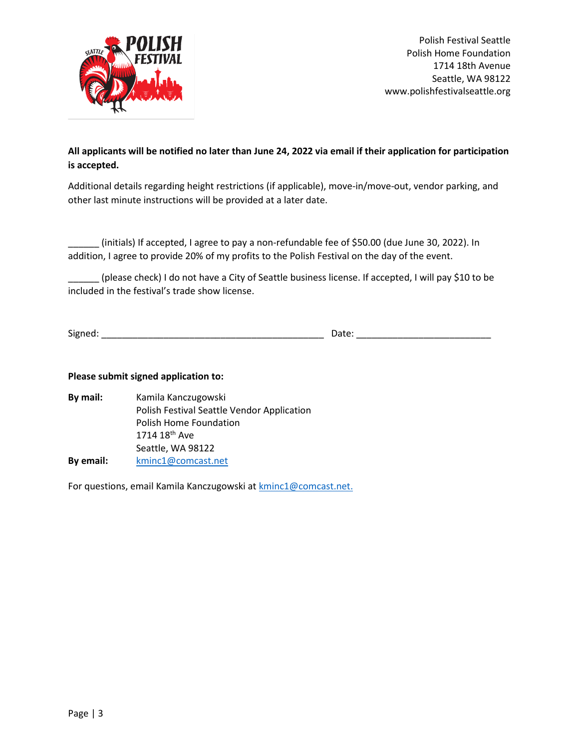Polish Festival Seattle
Polish Home Foundation
1714 18th Avenue
Seattle, WA 98122
www.polishfestivalseattle.org

**All applicants will be notified no later than June 24, 2022 via email if their application for participation is accepted.**

Additional details regarding height restrictions (if applicable), move-in/move-out, vendor parking, and other last minute instructions will be provided at a later date.

______ (initials) If accepted, I agree to pay a non-refundable fee of $50.00 (due June 30, 2022). In addition, I agree to provide 20% of my profits to the Polish Festival on the day of the event.

______ (please check) I do not have a City of Seattle business license. If accepted, I will pay $10 to be included in the festival's trade show license.

Signed: ____________________________________________ Date: __________________________

**Please submit signed application to:**

**By mail:** Kamila Kanczugowski
Polish Festival Seattle Vendor Application
Polish Home Foundation
1714 18th Ave
Seattle, WA 98122

**By email:** kminc1@comcast.net

For questions, email Kamila Kanczugowski at kminc1@comcast.net.